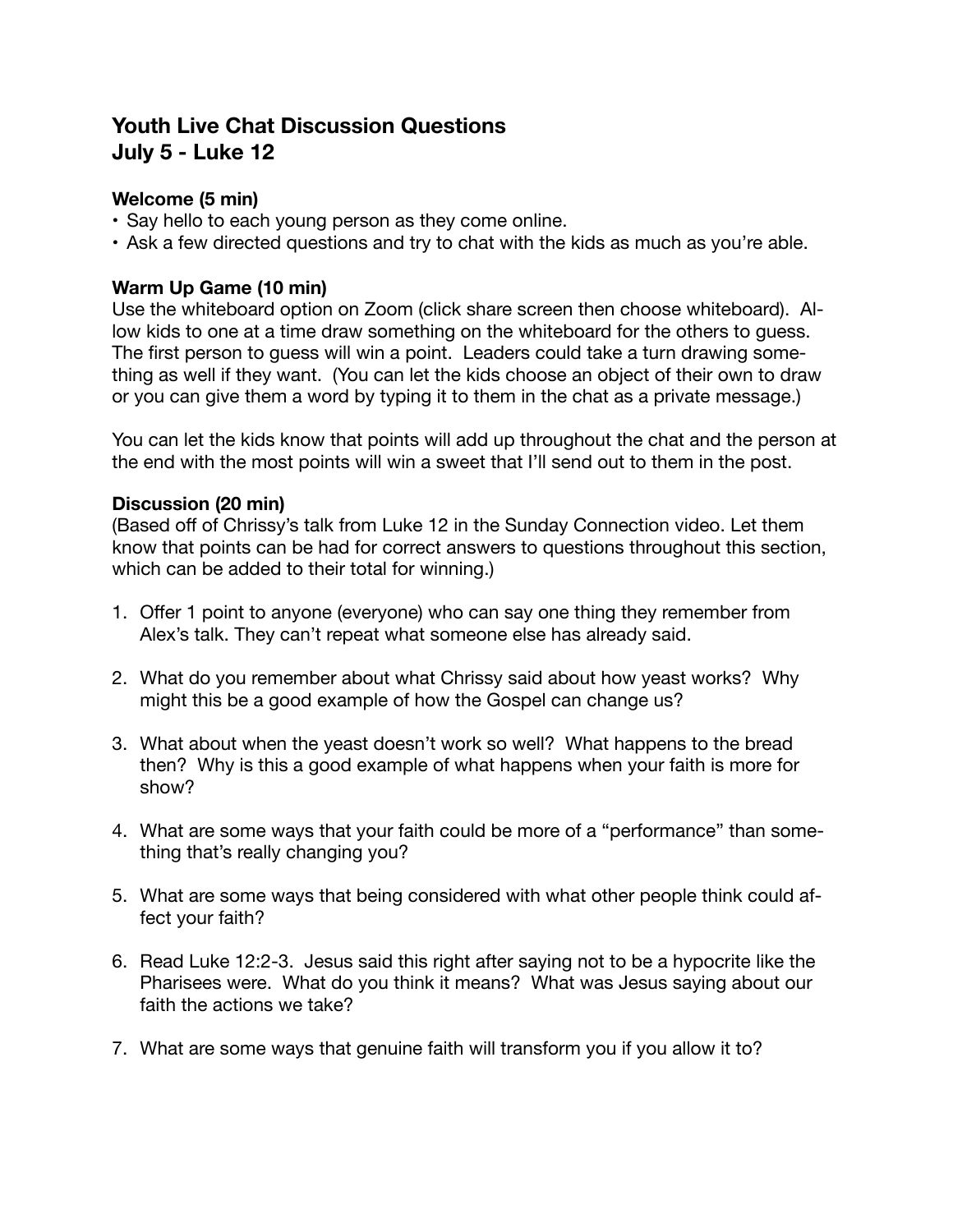# Youth Live Chat Discussion Questions
# July 5 - Luke 12

**Welcome (5 min)**

- Say hello to each young person as they come online.
- Ask a few directed questions and try to chat with the kids as much as you're able.

**Warm Up Game (10 min)**

Use the whiteboard option on Zoom (click share screen then choose whiteboard). Allow kids to one at a time draw something on the whiteboard for the others to guess. The first person to guess will win a point. Leaders could take a turn drawing something as well if they want. (You can let the kids choose an object of their own to draw or you can give them a word by typing it to them in the chat as a private message.)

You can let the kids know that points will add up throughout the chat and the person at the end with the most points will win a sweet that I'll send out to them in the post.

**Discussion (20 min)**

(Based off of Chrissy's talk from Luke 12 in the Sunday Connection video. Let them know that points can be had for correct answers to questions throughout this section, which can be added to their total for winning.)

1. Offer 1 point to anyone (everyone) who can say one thing they remember from Alex's talk. They can't repeat what someone else has already said.

2. What do you remember about what Chrissy said about how yeast works? Why might this be a good example of how the Gospel can change us?

3. What about when the yeast doesn't work so well? What happens to the bread then? Why is this a good example of what happens when your faith is more for show?

4. What are some ways that your faith could be more of a "performance" than something that's really changing you?

5. What are some ways that being considered with what other people think could affect your faith?

6. Read Luke 12:2-3. Jesus said this right after saying not to be a hypocrite like the Pharisees were. What do you think it means? What was Jesus saying about our faith the actions we take?

7. What are some ways that genuine faith will transform you if you allow it to?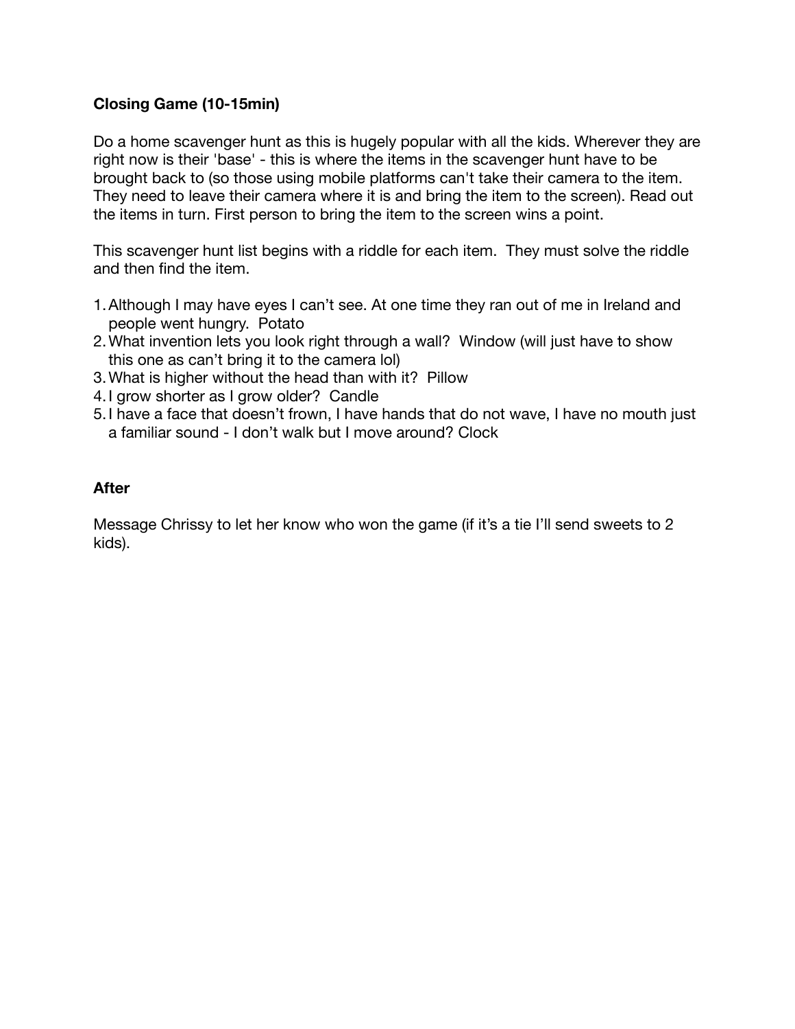**Closing Game (10-15min)**

Do a home scavenger hunt as this is hugely popular with all the kids. Wherever they are right now is their 'base' - this is where the items in the scavenger hunt have to be brought back to (so those using mobile platforms can't take their camera to the item. They need to leave their camera where it is and bring the item to the screen). Read out the items in turn. First person to bring the item to the screen wins a point.

This scavenger hunt list begins with a riddle for each item. They must solve the riddle and then find the item.

1. Although I may have eyes I can't see. At one time they ran out of me in Ireland and people went hungry. Potato
2. What invention lets you look right through a wall? Window (will just have to show this one as can't bring it to the camera lol)
3. What is higher without the head than with it? Pillow
4. I grow shorter as I grow older? Candle
5. I have a face that doesn't frown, I have hands that do not wave, I have no mouth just a familiar sound - I don't walk but I move around? Clock

**After**

Message Chrissy to let her know who won the game (if it's a tie I'll send sweets to 2 kids).